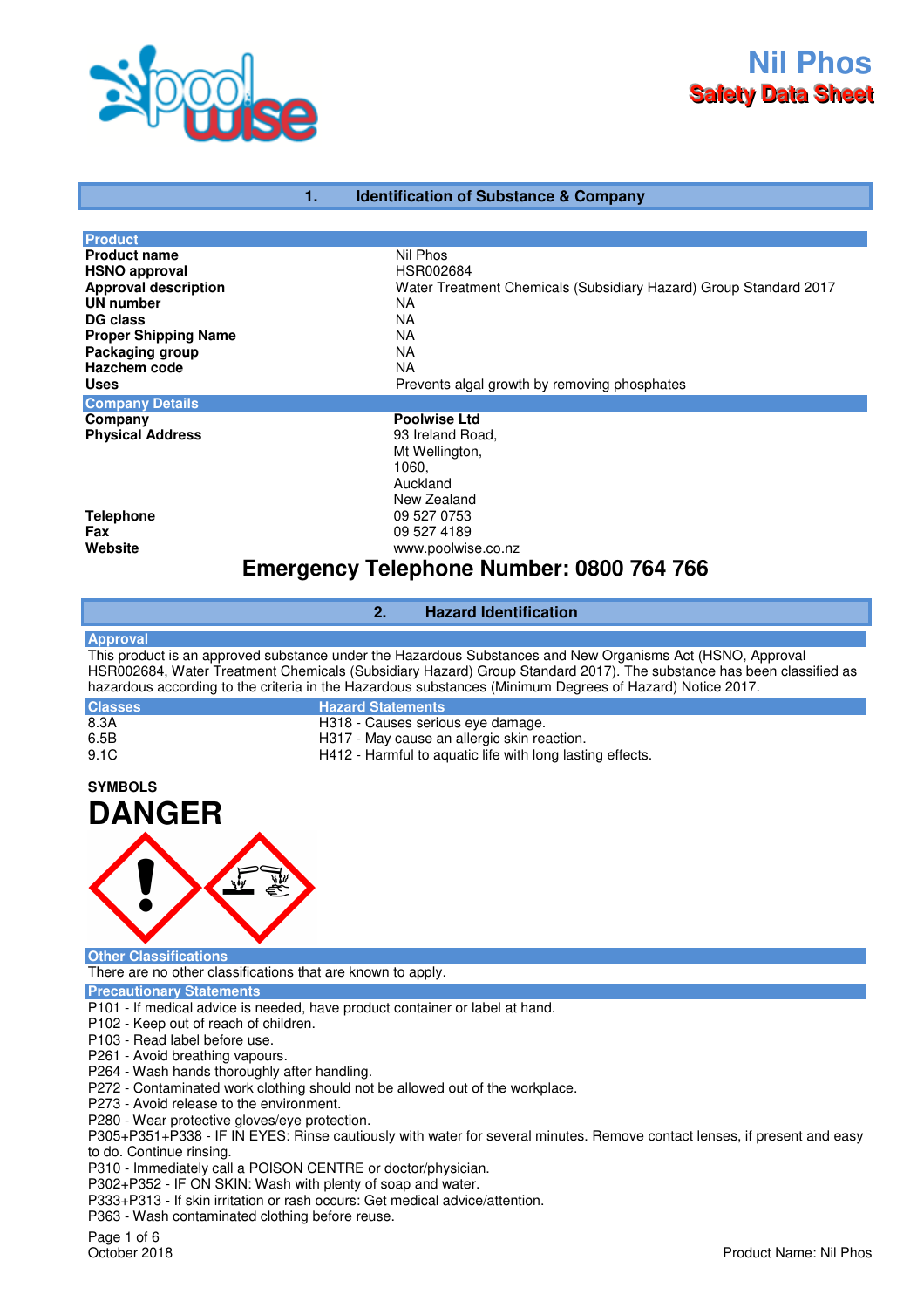# Nil Phos

## Safety Data Sheet

## 1. Identification of Substance & Company

### Product

| | |
|---|---|
| **Product name** | Nil Phos |
| **HSNO approval** | HSR002684 |
| **Approval description** | Water Treatment Chemicals (Subsidiary Hazard) Group Standard 2017 |
| **UN number** | NA |
| **DG class** | NA |
| **Proper Shipping Name** | NA |
| **Packaging group** | NA |
| **Hazchem code** | NA |
| **Uses** | Prevents algal growth by removing phosphates |

### Company Details

| | |
|---|---|
| **Company** | **Poolwise Ltd** |
| **Physical Address** | 93 Ireland Road,<br>Mt Wellington,<br>1060,<br>Auckland<br>New Zealand |
| **Telephone** | 09 527 0753 |
| **Fax** | 09 527 4189 |
| **Website** | www.poolwise.co.nz |

**Emergency Telephone Number: 0800 764 766**

## 2. Hazard Identification

### Approval

This product is an approved substance under the Hazardous Substances and New Organisms Act (HSNO, Approval HSR002684, Water Treatment Chemicals (Subsidiary Hazard) Group Standard 2017). The substance has been classified as hazardous according to the criteria in the Hazardous Substances (Minimum Degrees of Hazard) Notice 2017.

| Classes | Hazard Statements |
|---|---|
| 8.3A | H318 - Causes serious eye damage. |
| 6.5B | H317 - May cause an allergic skin reaction. |
| 9.1C | H412 - Harmful to aquatic life with long lasting effects. |

**SYMBOLS**

# DANGER

### Other Classifications

There are no other classifications that are known to apply.

### Precautionary Statements

P101 - If medical advice is needed, have product container or label at hand.
P102 - Keep out of reach of children.
P103 - Read label before use.
P261 - Avoid breathing vapours.
P264 - Wash hands thoroughly after handling.
P272 - Contaminated work clothing should not be allowed out of the workplace.
P273 - Avoid release to the environment.
P280 - Wear protective gloves/eye protection.
P305+P351+P338 - IF IN EYES: Rinse cautiously with water for several minutes. Remove contact lenses, if present and easy to do. Continue rinsing.
P310 - Immediately call a POISON CENTRE or doctor/physician.
P302+P352 - IF ON SKIN: Wash with plenty of soap and water.
P333+P313 - If skin irritation or rash occurs: Get medical advice/attention.
P363 - Wash contaminated clothing before reuse.

October 2018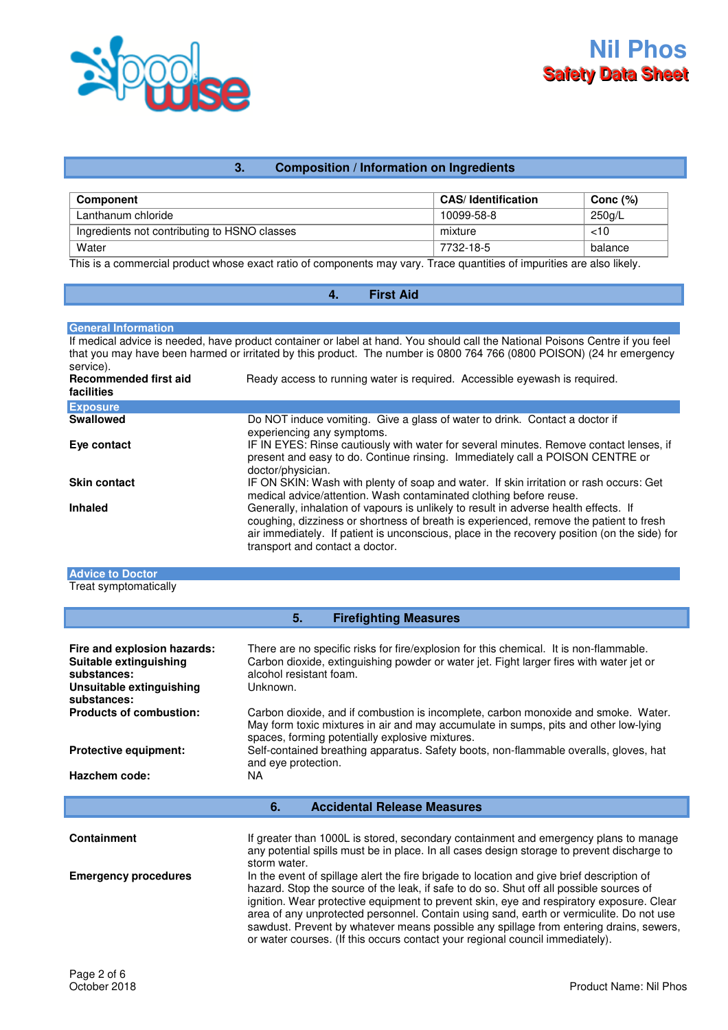## 3. Composition / Information on Ingredients

| Component | CAS/ Identification | Conc (%) |
|---|---|---|
| Lanthanum chloride | 10099-58-8 | 250g/L |
| Ingredients not contributing to HSNO classes | mixture | <10 |
| Water | 7732-18-5 | balance |

This is a commercial product whose exact ratio of components may vary. Trace quantities of impurities are also likely.

## 4. First Aid

### General Information

If medical advice is needed, have product container or label at hand. You should call the National Poisons Centre if you feel that you may have been harmed or irritated by this product. The number is 0800 764 766 (0800 POISON) (24 hr emergency service).

**Recommended first aid facilities**: Ready access to running water is required. Accessible eyewash is required.

### Exposure

**Swallowed**: Do NOT induce vomiting. Give a glass of water to drink. Contact a doctor if experiencing any symptoms.

**Eye contact**: IF IN EYES: Rinse cautiously with water for several minutes. Remove contact lenses, if present and easy to do. Continue rinsing. Immediately call a POISON CENTRE or doctor/physician.

**Skin contact**: IF ON SKIN: Wash with plenty of soap and water. If skin irritation or rash occurs: Get medical advice/attention. Wash contaminated clothing before reuse.

**Inhaled**: Generally, inhalation of vapours is unlikely to result in adverse health effects. If coughing, dizziness or shortness of breath is experienced, remove the patient to fresh air immediately. If patient is unconscious, place in the recovery position (on the side) for transport and contact a doctor.

### Advice to Doctor

Treat symptomatically

## 5. Firefighting Measures

**Fire and explosion hazards:** There are no specific risks for fire/explosion for this chemical. It is non-flammable.

**Suitable extinguishing substances:** Carbon dioxide, extinguishing powder or water jet. Fight larger fires with water jet or alcohol resistant foam.

**Unsuitable extinguishing substances:** Unknown.

**Products of combustion:** Carbon dioxide, and if combustion is incomplete, carbon monoxide and smoke. Water. May form toxic mixtures in air and may accumulate in sumps, pits and other low-lying spaces, forming potentially explosive mixtures.

**Protective equipment:** Self-contained breathing apparatus. Safety boots, non-flammable overalls, gloves, hat and eye protection.

**Hazchem code:** NA

## 6. Accidental Release Measures

**Containment**: If greater than 1000L is stored, secondary containment and emergency plans to manage any potential spills must be in place. In all cases design storage to prevent discharge to storm water.

**Emergency procedures**: In the event of spillage alert the fire brigade to location and give brief description of hazard. Stop the source of the leak, if safe to do so. Shut off all possible sources of ignition. Wear protective equipment to prevent skin, eye and respiratory exposure. Clear area of any unprotected personnel. Contain using sand, earth or vermiculite. Do not use sawdust. Prevent by whatever means possible any spillage from entering drains, sewers, or water courses. (If this occurs contact your regional council immediately).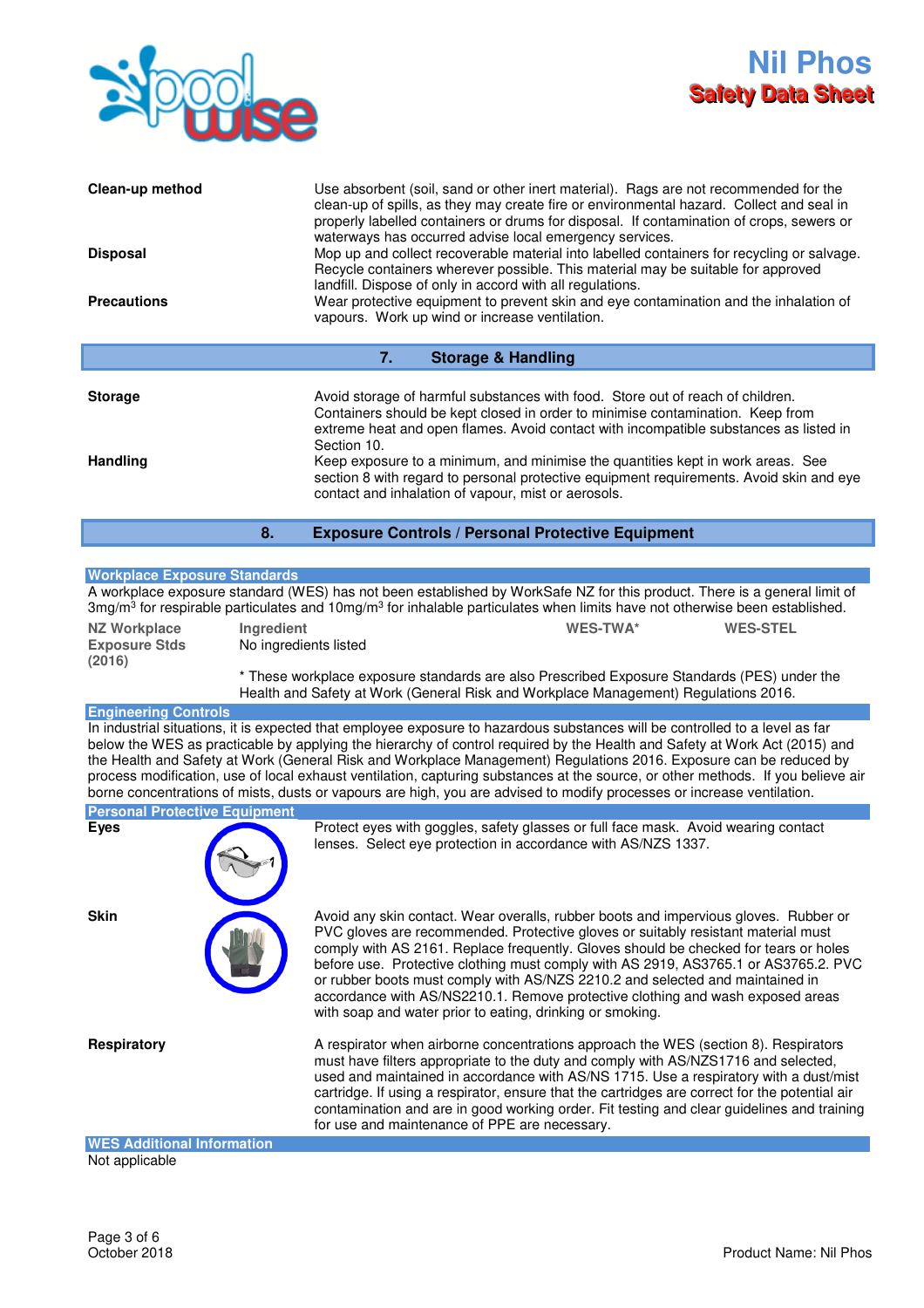**Clean-up method**

Use absorbent (soil, sand or other inert material). Rags are not recommended for the clean-up of spills, as they may create fire or environmental hazard. Collect and seal in properly labelled containers or drums for disposal. If contamination of crops, sewers or waterways has occurred advise local emergency services.

**Disposal**

Mop up and collect recoverable material into labelled containers for recycling or salvage. Recycle containers wherever possible. This material may be suitable for approved landfill. Dispose of only in accord with all regulations.

**Precautions**

Wear protective equipment to prevent skin and eye contamination and the inhalation of vapours. Work up wind or increase ventilation.

## 7. Storage & Handling

**Storage**

Avoid storage of harmful substances with food. Store out of reach of children. Containers should be kept closed in order to minimise contamination. Keep from extreme heat and open flames. Avoid contact with incompatible substances as listed in Section 10.

**Handling**

Keep exposure to a minimum, and minimise the quantities kept in work areas. See section 8 with regard to personal protective equipment requirements. Avoid skin and eye contact and inhalation of vapour, mist or aerosols.

## 8. Exposure Controls / Personal Protective Equipment

### Workplace Exposure Standards

A workplace exposure standard (WES) has not been established by WorkSafe NZ for this product. There is a general limit of 3mg/m$^3$ for respirable particulates and 10mg/m$^3$ for inhalable particulates when limits have not otherwise been established.

| NZ Workplace Exposure Stds (2016) | Ingredient | WES-TWA* | WES-STEL |
|---|---|---|---|
| | No ingredients listed | | |

\* These workplace exposure standards are also Prescribed Exposure Standards (PES) under the Health and Safety at Work (General Risk and Workplace Management) Regulations 2016.

### Engineering Controls

In industrial situations, it is expected that employee exposure to hazardous substances will be controlled to a level as far below the WES as practicable by applying the hierarchy of control required by the Health and Safety at Work Act (2015) and the Health and Safety at Work (General Risk and Workplace Management) Regulations 2016. Exposure can be reduced by process modification, use of local exhaust ventilation, capturing substances at the source, or other methods. If you believe air borne concentrations of mists, dusts or vapours are high, you are advised to modify processes or increase ventilation.

### Personal Protective Equipment

**Eyes**

Protect eyes with goggles, safety glasses or full face mask. Avoid wearing contact lenses. Select eye protection in accordance with AS/NZS 1337.

**Skin**

Avoid any skin contact. Wear overalls, rubber boots and impervious gloves. Rubber or PVC gloves are recommended. Protective gloves or suitably resistant material must comply with AS 2161. Replace frequently. Gloves should be checked for tears or holes before use. Protective clothing must comply with AS 2919, AS3765.1 or AS3765.2. PVC or rubber boots must comply with AS/NZS 2210.2 and selected and maintained in accordance with AS/NS2210.1. Remove protective clothing and wash exposed areas with soap and water prior to eating, drinking or smoking.

**Respiratory**

A respirator when airborne concentrations approach the WES (section 8). Respirators must have filters appropriate to the duty and comply with AS/NZS1716 and selected, used and maintained in accordance with AS/NS 1715. Use a respiratory with a dust/mist cartridge. If using a respirator, ensure that the cartridges are correct for the potential air contamination and are in good working order. Fit testing and clear guidelines and training for use and maintenance of PPE are necessary.

### WES Additional Information

Not applicable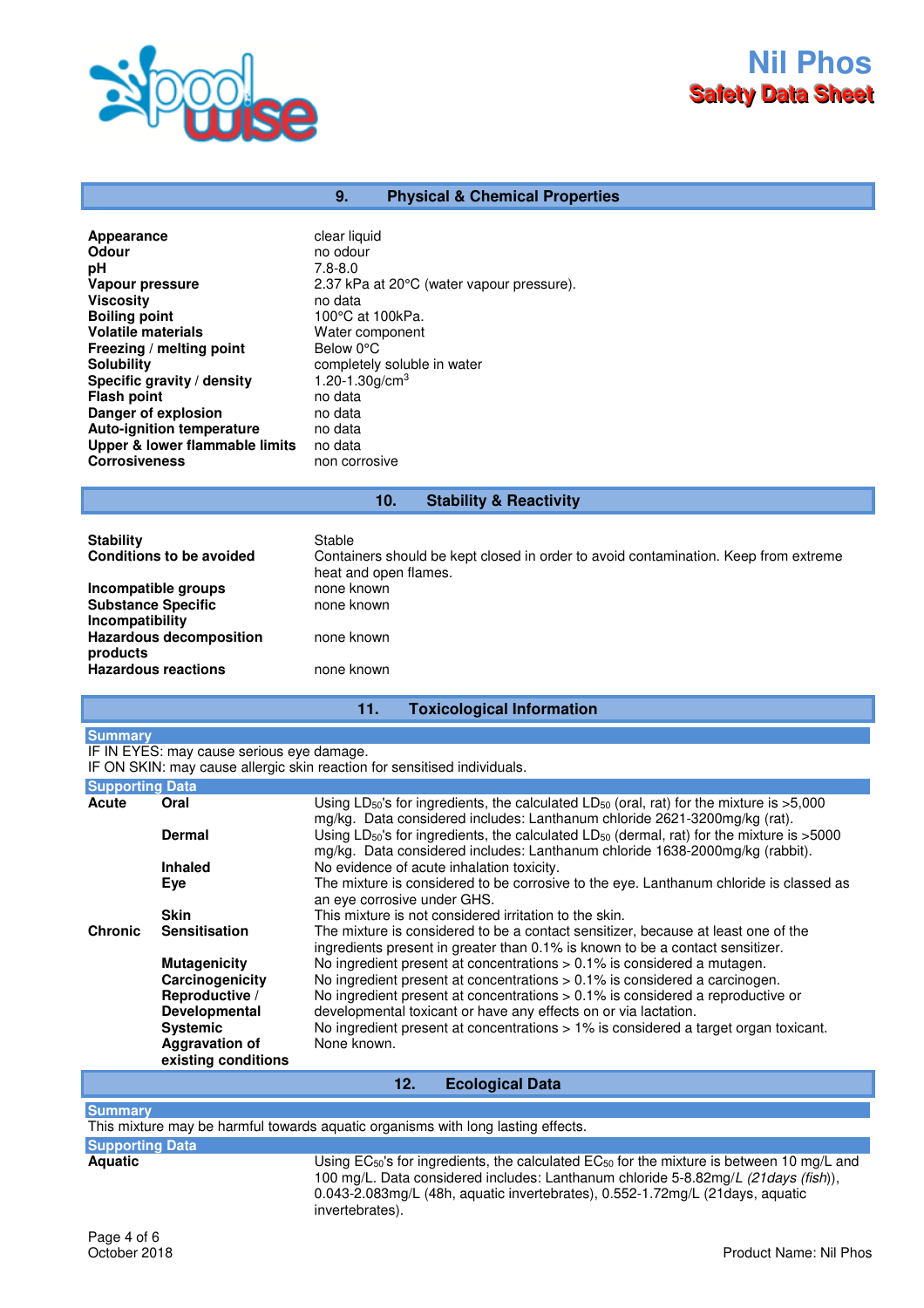## 9. Physical & Chemical Properties

| | |
|---|---|
| **Appearance** | clear liquid |
| **Odour** | no odour |
| **pH** | 7.8-8.0 |
| **Vapour pressure** | 2.37 kPa at 20°C (water vapour pressure). |
| **Viscosity** | no data |
| **Boiling point** | 100°C at 100kPa. |
| **Volatile materials** | Water component |
| **Freezing / melting point** | Below 0°C |
| **Solubility** | completely soluble in water |
| **Specific gravity / density** | 1.20-1.30g/cm$^3$ |
| **Flash point** | no data |
| **Danger of explosion** | no data |
| **Auto-ignition temperature** | no data |
| **Upper & lower flammable limits** | no data |
| **Corrosiveness** | non corrosive |

## 10. Stability & Reactivity

| | |
|---|---|
| **Stability** | Stable |
| **Conditions to be avoided** | Containers should be kept closed in order to avoid contamination. Keep from extreme heat and open flames. |
| **Incompatible groups** | none known |
| **Substance Specific Incompatibility** | none known |
| **Hazardous decomposition products** | none known |
| **Hazardous reactions** | none known |

## 11. Toxicological Information

**Summary**

IF IN EYES: may cause serious eye damage.
IF ON SKIN: may cause allergic skin reaction for sensitised individuals.

**Supporting Data**

| | | |
|---|---|---|
| **Acute** | **Oral** | Using $LD_{50}$'s for ingredients, the calculated $LD_{50}$ (oral, rat) for the mixture is >5,000 mg/kg. Data considered includes: Lanthanum chloride 2621-3200mg/kg (rat). |
| | **Dermal** | Using $LD_{50}$'s for ingredients, the calculated $LD_{50}$ (dermal, rat) for the mixture is >5000 mg/kg. Data considered includes: Lanthanum chloride 1638-2000mg/kg (rabbit). |
| | **Inhaled** | No evidence of acute inhalation toxicity. |
| | **Eye** | The mixture is considered to be corrosive to the eye. Lanthanum chloride is classed as an eye corrosive under GHS. |
| | **Skin** | This mixture is not considered irritation to the skin. |
| **Chronic** | **Sensitisation** | The mixture is considered to be a contact sensitizer, because at least one of the ingredients present in greater than 0.1% is known to be a contact sensitizer. |
| | **Mutagenicity** | No ingredient present at concentrations > 0.1% is considered a mutagen. |
| | **Carcinogenicity** | No ingredient present at concentrations > 0.1% is considered a carcinogen. |
| | **Reproductive / Developmental** | No ingredient present at concentrations > 0.1% is considered a reproductive or developmental toxicant or have any effects on or via lactation. |
| | **Systemic** | No ingredient present at concentrations > 1% is considered a target organ toxicant. |
| | **Aggravation of existing conditions** | None known. |

## 12. Ecological Data

**Summary**

This mixture may be harmful towards aquatic organisms with long lasting effects.

**Supporting Data**

| | |
|---|---|
| **Aquatic** | Using $EC_{50}$'s for ingredients, the calculated $EC_{50}$ for the mixture is between 10 mg/L and 100 mg/L. Data considered includes: Lanthanum chloride 5-8.82mg/L *(21days (fish))*, 0.043-2.083mg/L (48h, aquatic invertebrates), 0.552-1.72mg/L (21days, aquatic invertebrates). |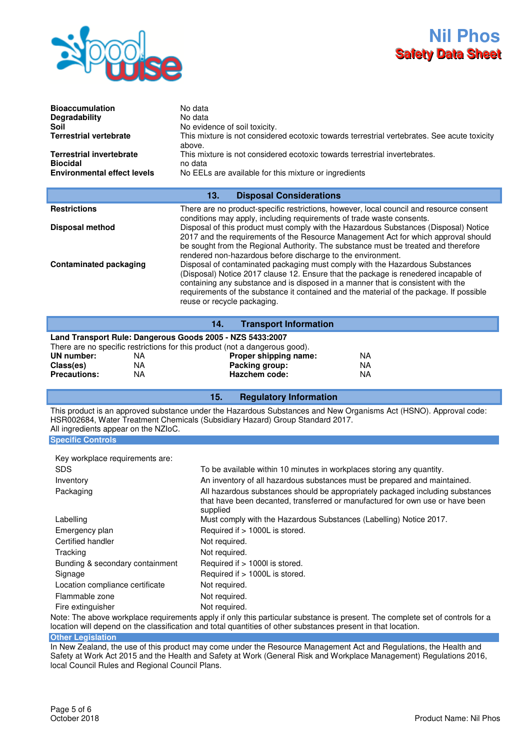| | |
|---|---|
| **Bioaccumulation** | No data |
| **Degradability** | No data |
| **Soil** | No evidence of soil toxicity. |
| **Terrestrial vertebrate** | This mixture is not considered ecotoxic towards terrestrial vertebrates. See acute toxicity above. |
| **Terrestrial invertebrate** | This mixture is not considered ecotoxic towards terrestrial invertebrates. |
| **Biocidal** | no data |
| **Environmental effect levels** | No EELs are available for this mixture or ingredients |

## 13. Disposal Considerations

| | |
|---|---|
| **Restrictions** | There are no product-specific restrictions, however, local council and resource consent conditions may apply, including requirements of trade waste consents. |
| **Disposal method** | Disposal of this product must comply with the Hazardous Substances (Disposal) Notice 2017 and the requirements of the Resource Management Act for which approval should be sought from the Regional Authority. The substance must be treated and therefore rendered non-hazardous before discharge to the environment. |
| **Contaminated packaging** | Disposal of contaminated packaging must comply with the Hazardous Substances (Disposal) Notice 2017 clause 12. Ensure that the package is renedered incapable of containing any substance and is disposed in a manner that is consistent with the requirements of the substance it contained and the material of the package. If possible reuse or recycle packaging. |

## 14. Transport Information

**Land Transport Rule: Dangerous Goods 2005 - NZS 5433:2007**

There are no specific restrictions for this product (not a dangerous good).

| | | | |
|---|---|---|---|
| **UN number:** | NA | **Proper shipping name:** | NA |
| **Class(es)** | NA | **Packing group:** | NA |
| **Precautions:** | NA | **Hazchem code:** | NA |

## 15. Regulatory Information

This product is an approved substance under the Hazardous Substances and New Organisms Act (HSNO). Approval code: HSR002684, Water Treatment Chemicals (Subsidiary Hazard) Group Standard 2017.
All ingredients appear on the NZIoC.

### Specific Controls

Key workplace requirements are:

| | |
|---|---|
| SDS | To be available within 10 minutes in workplaces storing any quantity. |
| Inventory | An inventory of all hazardous substances must be prepared and maintained. |
| Packaging | All hazardous substances should be appropriately packaged including substances that have been decanted, transferred or manufactured for own use or have been supplied |
| Labelling | Must comply with the Hazardous Substances (Labelling) Notice 2017. |
| Emergency plan | Required if > 1000L is stored. |
| Certified handler | Not required. |
| Tracking | Not required. |
| Bunding & secondary containment | Required if > 1000l is stored. |
| Signage | Required if > 1000L is stored. |
| Location compliance certificate | Not required. |
| Flammable zone | Not required. |
| Fire extinguisher | Not required. |

Note: The above workplace requirements apply if only this particular substance is present. The complete set of controls for a location will depend on the classification and total quantities of other substances present in that location.

### Other Legislation

In New Zealand, the use of this product may come under the Resource Management Act and Regulations, the Health and Safety at Work Act 2015 and the Health and Safety at Work (General Risk and Workplace Management) Regulations 2016, local Council Rules and Regional Council Plans.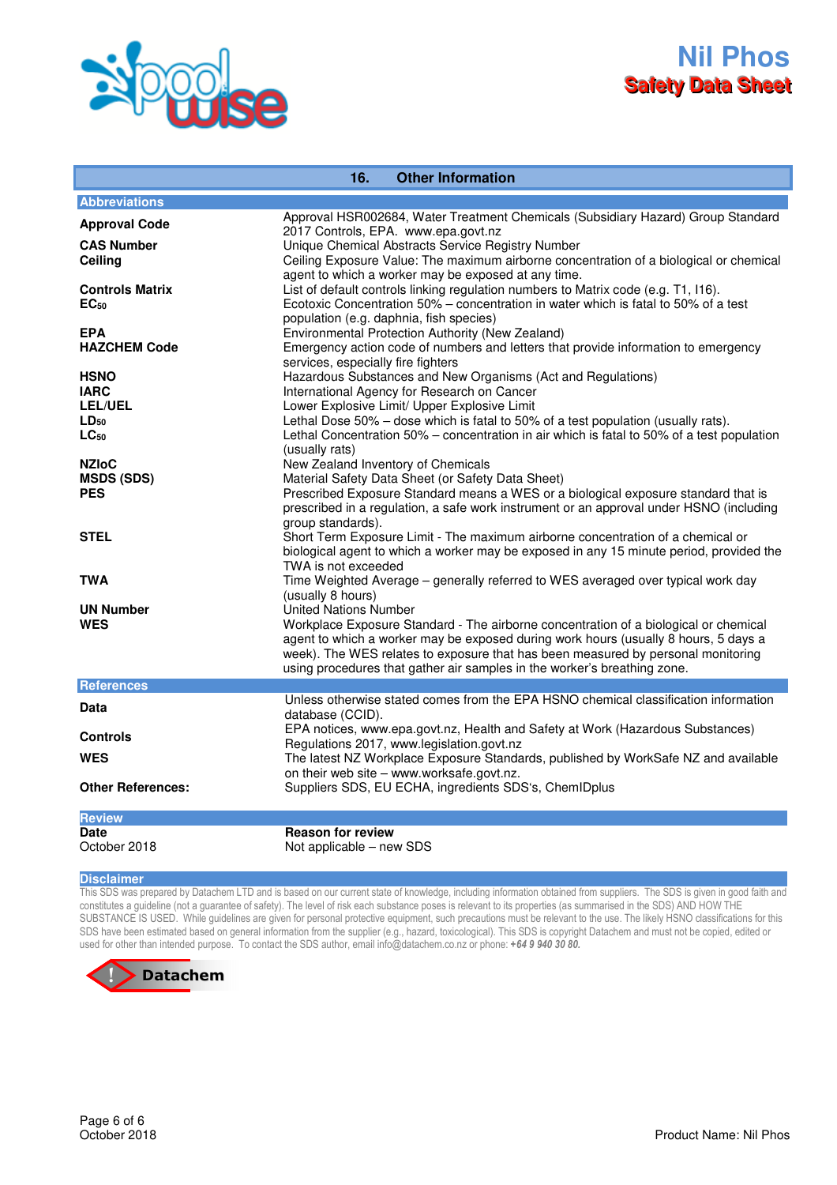## 16. Other Information

### Abbreviations

| | |
|---|---|
| **Approval Code** | Approval HSR002684, Water Treatment Chemicals (Subsidiary Hazard) Group Standard 2017 Controls, EPA. www.epa.govt.nz |
| **CAS Number** | Unique Chemical Abstracts Service Registry Number |
| **Ceiling** | Ceiling Exposure Value: The maximum airborne concentration of a biological or chemical agent to which a worker may be exposed at any time. |
| **Controls Matrix** | List of default controls linking regulation numbers to Matrix code (e.g. T1, I16). |
| **$EC_{50}$** | Ecotoxic Concentration 50% – concentration in water which is fatal to 50% of a test population (e.g. daphnia, fish species) |
| **EPA** | Environmental Protection Authority (New Zealand) |
| **HAZCHEM Code** | Emergency action code of numbers and letters that provide information to emergency services, especially fire fighters |
| **HSNO** | Hazardous Substances and New Organisms (Act and Regulations) |
| **IARC** | International Agency for Research on Cancer |
| **LEL/UEL** | Lower Explosive Limit/ Upper Explosive Limit |
| **$LD_{50}$** | Lethal Dose 50% – dose which is fatal to 50% of a test population (usually rats). |
| **$LC_{50}$** | Lethal Concentration 50% – concentration in air which is fatal to 50% of a test population (usually rats) |
| **NZIoC** | New Zealand Inventory of Chemicals |
| **MSDS (SDS)** | Material Safety Data Sheet (or Safety Data Sheet) |
| **PES** | Prescribed Exposure Standard means a WES or a biological exposure standard that is prescribed in a regulation, a safe work instrument or an approval under HSNO (including group standards). |
| **STEL** | Short Term Exposure Limit - The maximum airborne concentration of a chemical or biological agent to which a worker may be exposed in any 15 minute period, provided the TWA is not exceeded |
| **TWA** | Time Weighted Average – generally referred to WES averaged over typical work day (usually 8 hours) |
| **UN Number** | United Nations Number |
| **WES** | Workplace Exposure Standard - The airborne concentration of a biological or chemical agent to which a worker may be exposed during work hours (usually 8 hours, 5 days a week). The WES relates to exposure that has been measured by personal monitoring using procedures that gather air samples in the worker's breathing zone. |

### References

| | |
|---|---|
| **Data** | Unless otherwise stated comes from the EPA HSNO chemical classification information database (CCID). |
| **Controls** | EPA notices, www.epa.govt.nz, Health and Safety at Work (Hazardous Substances) Regulations 2017, www.legislation.govt.nz |
| **WES** | The latest NZ Workplace Exposure Standards, published by WorkSafe NZ and available on their web site – www.worksafe.govt.nz. |
| **Other References:** | Suppliers SDS, EU ECHA, ingredients SDS's, ChemIDplus |

### Review

| **Date** | **Reason for review** |
|---|---|
| October 2018 | Not applicable – new SDS |

### Disclaimer

This SDS was prepared by Datachem LTD and is based on our current state of knowledge, including information obtained from suppliers. The SDS is given in good faith and constitutes a guideline (not a guarantee of safety). The level of risk each substance poses is relevant to its properties (as summarised in the SDS) AND HOW THE SUBSTANCE IS USED. While guidelines are given for personal protective equipment, such precautions must be relevant to the use. The likely HSNO classifications for this SDS have been estimated based on general information from the supplier (e.g., hazard, toxicological). This SDS is copyright Datachem and must not be copied, edited or used for other than intended purpose. To contact the SDS author, email info@datachem.co.nz or phone: ***+64 9 940 30 80.***

Datachem